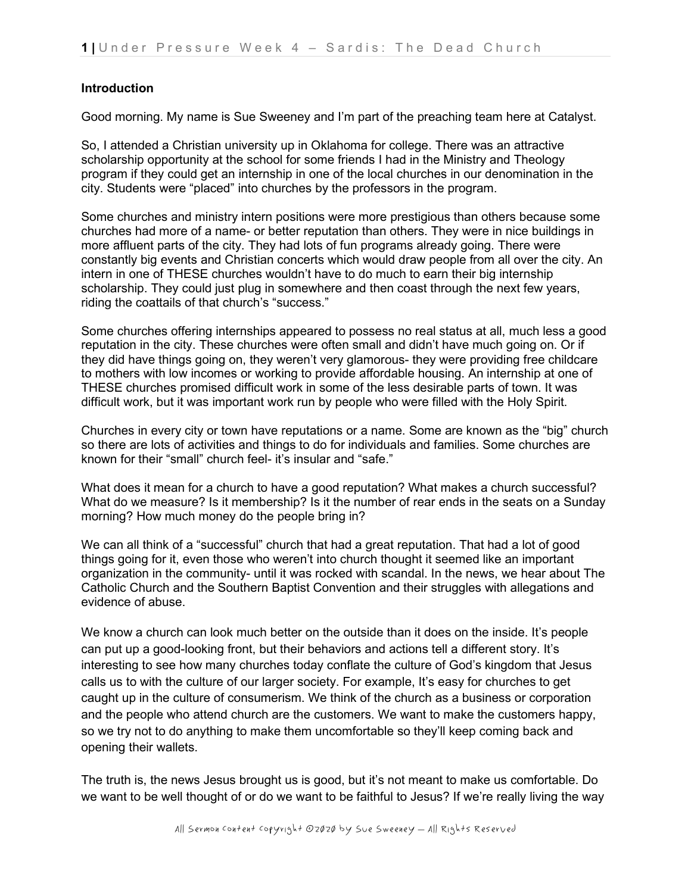**Introduction**

Good morning. My name is Sue Sweeney and I'm part of the preaching team here at Catalyst.

So, I attended a Christian university up in Oklahoma for college. There was an attractive scholarship opportunity at the school for some friends I had in the Ministry and Theology program if they could get an internship in one of the local churches in our denomination in the city. Students were "placed" into churches by the professors in the program.

Some churches and ministry intern positions were more prestigious than others because some churches had more of a name- or better reputation than others. They were in nice buildings in more affluent parts of the city. They had lots of fun programs already going. There were constantly big events and Christian concerts which would draw people from all over the city. An intern in one of THESE churches wouldn't have to do much to earn their big internship scholarship. They could just plug in somewhere and then coast through the next few years, riding the coattails of that church's "success."

Some churches offering internships appeared to possess no real status at all, much less a good reputation in the city. These churches were often small and didn't have much going on. Or if they did have things going on, they weren't very glamorous- they were providing free childcare to mothers with low incomes or working to provide affordable housing. An internship at one of THESE churches promised difficult work in some of the less desirable parts of town. It was difficult work, but it was important work run by people who were filled with the Holy Spirit.

Churches in every city or town have reputations or a name. Some are known as the "big" church so there are lots of activities and things to do for individuals and families. Some churches are known for their "small" church feel- it's insular and "safe."

What does it mean for a church to have a good reputation? What makes a church successful? What do we measure? Is it membership? Is it the number of rear ends in the seats on a Sunday morning? How much money do the people bring in?

We can all think of a "successful" church that had a great reputation. That had a lot of good things going for it, even those who weren't into church thought it seemed like an important organization in the community- until it was rocked with scandal. In the news, we hear about The Catholic Church and the Southern Baptist Convention and their struggles with allegations and evidence of abuse.

We know a church can look much better on the outside than it does on the inside. It's people can put up a good-looking front, but their behaviors and actions tell a different story. It's interesting to see how many churches today conflate the culture of God's kingdom that Jesus calls us to with the culture of our larger society. For example, It's easy for churches to get caught up in the culture of consumerism. We think of the church as a business or corporation and the people who attend church are the customers. We want to make the customers happy, so we try not to do anything to make them uncomfortable so they'll keep coming back and opening their wallets.

The truth is, the news Jesus brought us is good, but it's not meant to make us comfortable. Do we want to be well thought of or do we want to be faithful to Jesus? If we're really living the way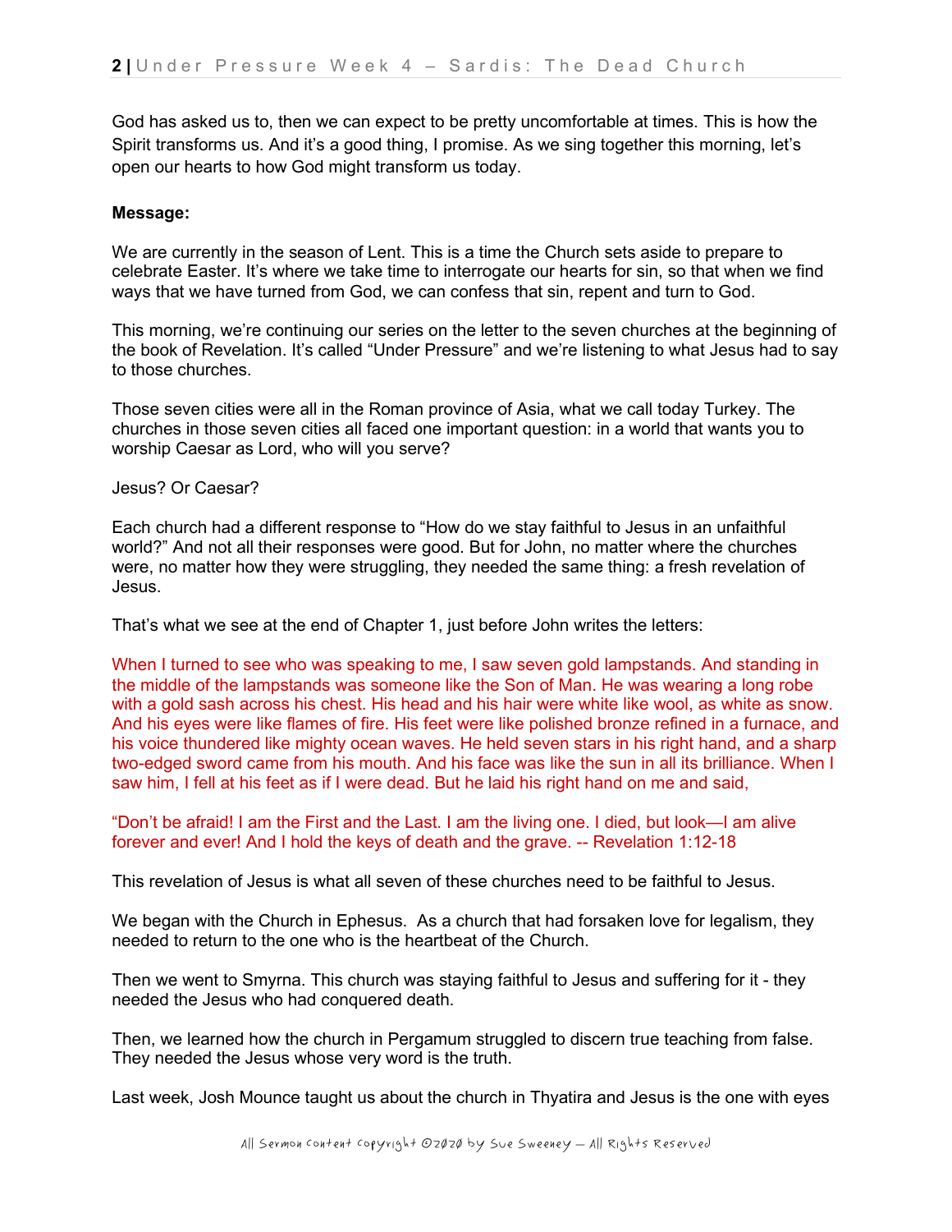God has asked us to, then we can expect to be pretty uncomfortable at times. This is how the Spirit transforms us. And it's a good thing, I promise. As we sing together this morning, let's open our hearts to how God might transform us today.

**Message:**

We are currently in the season of Lent. This is a time the Church sets aside to prepare to celebrate Easter. It's where we take time to interrogate our hearts for sin, so that when we find ways that we have turned from God, we can confess that sin, repent and turn to God.

This morning, we're continuing our series on the letter to the seven churches at the beginning of the book of Revelation. It's called "Under Pressure" and we're listening to what Jesus had to say to those churches.

Those seven cities were all in the Roman province of Asia, what we call today Turkey. The churches in those seven cities all faced one important question: in a world that wants you to worship Caesar as Lord, who will you serve?

Jesus? Or Caesar?

Each church had a different response to "How do we stay faithful to Jesus in an unfaithful world?" And not all their responses were good. But for John, no matter where the churches were, no matter how they were struggling, they needed the same thing: a fresh revelation of Jesus.

That's what we see at the end of Chapter 1, just before John writes the letters:

When I turned to see who was speaking to me, I saw seven gold lampstands. And standing in the middle of the lampstands was someone like the Son of Man. He was wearing a long robe with a gold sash across his chest. His head and his hair were white like wool, as white as snow. And his eyes were like flames of fire. His feet were like polished bronze refined in a furnace, and his voice thundered like mighty ocean waves. He held seven stars in his right hand, and a sharp two-edged sword came from his mouth. And his face was like the sun in all its brilliance. When I saw him, I fell at his feet as if I were dead. But he laid his right hand on me and said,

"Don't be afraid! I am the First and the Last. I am the living one. I died, but look—I am alive forever and ever! And I hold the keys of death and the grave. -- Revelation 1:12-18

This revelation of Jesus is what all seven of these churches need to be faithful to Jesus.

We began with the Church in Ephesus. As a church that had forsaken love for legalism, they needed to return to the one who is the heartbeat of the Church.

Then we went to Smyrna. This church was staying faithful to Jesus and suffering for it - they needed the Jesus who had conquered death.

Then, we learned how the church in Pergamum struggled to discern true teaching from false. They needed the Jesus whose very word is the truth.

Last week, Josh Mounce taught us about the church in Thyatira and Jesus is the one with eyes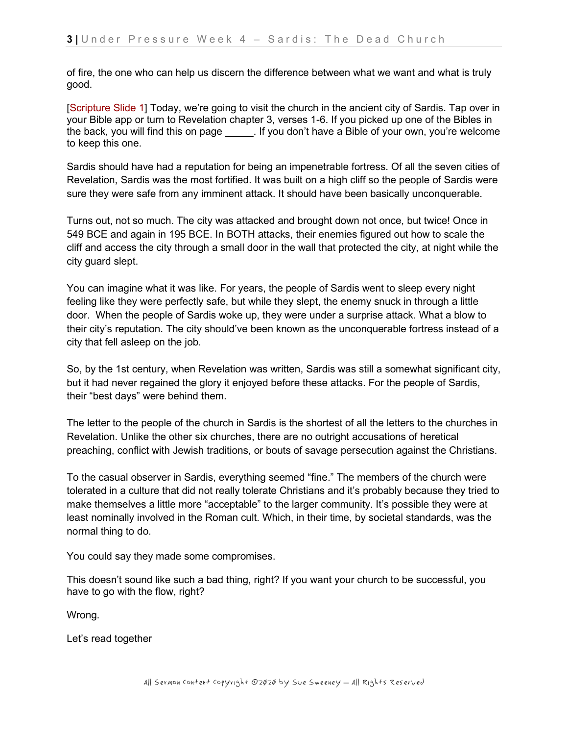of fire, the one who can help us discern the difference between what we want and what is truly good.

[Scripture Slide 1] Today, we're going to visit the church in the ancient city of Sardis. Tap over in your Bible app or turn to Revelation chapter 3, verses 1-6. If you picked up one of the Bibles in the back, you will find this on page _____. If you don't have a Bible of your own, you're welcome to keep this one.

Sardis should have had a reputation for being an impenetrable fortress. Of all the seven cities of Revelation, Sardis was the most fortified. It was built on a high cliff so the people of Sardis were sure they were safe from any imminent attack. It should have been basically unconquerable.

Turns out, not so much. The city was attacked and brought down not once, but twice! Once in 549 BCE and again in 195 BCE. In BOTH attacks, their enemies figured out how to scale the cliff and access the city through a small door in the wall that protected the city, at night while the city guard slept.

You can imagine what it was like. For years, the people of Sardis went to sleep every night feeling like they were perfectly safe, but while they slept, the enemy snuck in through a little door. When the people of Sardis woke up, they were under a surprise attack. What a blow to their city's reputation. The city should've been known as the unconquerable fortress instead of a city that fell asleep on the job.

So, by the 1st century, when Revelation was written, Sardis was still a somewhat significant city, but it had never regained the glory it enjoyed before these attacks. For the people of Sardis, their "best days" were behind them.

The letter to the people of the church in Sardis is the shortest of all the letters to the churches in Revelation. Unlike the other six churches, there are no outright accusations of heretical preaching, conflict with Jewish traditions, or bouts of savage persecution against the Christians.

To the casual observer in Sardis, everything seemed "fine." The members of the church were tolerated in a culture that did not really tolerate Christians and it's probably because they tried to make themselves a little more "acceptable" to the larger community. It's possible they were at least nominally involved in the Roman cult. Which, in their time, by societal standards, was the normal thing to do.

You could say they made some compromises.

This doesn't sound like such a bad thing, right? If you want your church to be successful, you have to go with the flow, right?

Wrong.

Let's read together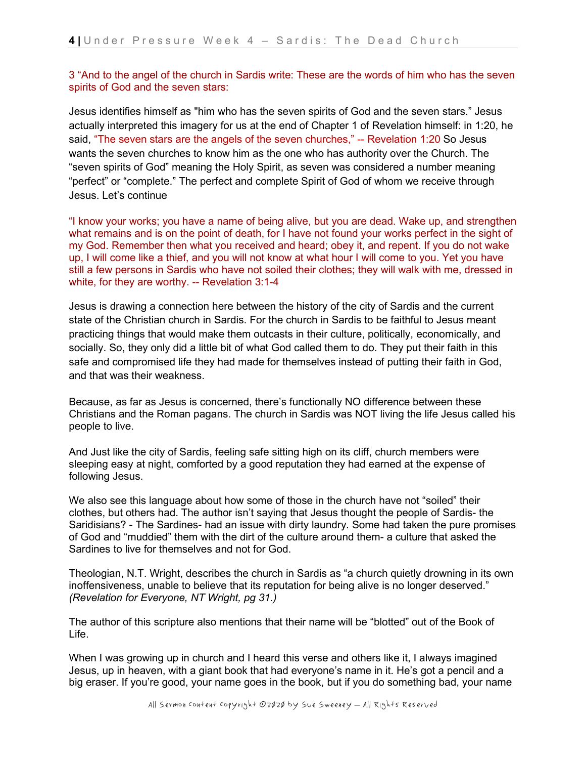3 “And to the angel of the church in Sardis write: These are the words of him who has the seven spirits of God and the seven stars:

Jesus identifies himself as "him who has the seven spirits of God and the seven stars.” Jesus actually interpreted this imagery for us at the end of Chapter 1 of Revelation himself: in 1:20, he said, “The seven stars are the angels of the seven churches,” -- Revelation 1:20 So Jesus wants the seven churches to know him as the one who has authority over the Church. The “seven spirits of God” meaning the Holy Spirit, as seven was considered a number meaning “perfect” or “complete.” The perfect and complete Spirit of God of whom we receive through Jesus. Let’s continue

“I know your works; you have a name of being alive, but you are dead. Wake up, and strengthen what remains and is on the point of death, for I have not found your works perfect in the sight of my God. Remember then what you received and heard; obey it, and repent. If you do not wake up, I will come like a thief, and you will not know at what hour I will come to you. Yet you have still a few persons in Sardis who have not soiled their clothes; they will walk with me, dressed in white, for they are worthy. -- Revelation 3:1-4

Jesus is drawing a connection here between the history of the city of Sardis and the current state of the Christian church in Sardis. For the church in Sardis to be faithful to Jesus meant practicing things that would make them outcasts in their culture, politically, economically, and socially. So, they only did a little bit of what God called them to do. They put their faith in this safe and compromised life they had made for themselves instead of putting their faith in God, and that was their weakness.

Because, as far as Jesus is concerned, there’s functionally NO difference between these Christians and the Roman pagans. The church in Sardis was NOT living the life Jesus called his people to live.

And Just like the city of Sardis, feeling safe sitting high on its cliff, church members were sleeping easy at night, comforted by a good reputation they had earned at the expense of following Jesus.

We also see this language about how some of those in the church have not “soiled” their clothes, but others had. The author isn’t saying that Jesus thought the people of Sardis- the Saridisians? - The Sardines- had an issue with dirty laundry. Some had taken the pure promises of God and “muddied” them with the dirt of the culture around them- a culture that asked the Sardines to live for themselves and not for God.

Theologian, N.T. Wright, describes the church in Sardis as “a church quietly drowning in its own inoffensiveness, unable to believe that its reputation for being alive is no longer deserved.” *(Revelation for Everyone, NT Wright, pg 31.)*

The author of this scripture also mentions that their name will be “blotted” out of the Book of Life.

When I was growing up in church and I heard this verse and others like it, I always imagined Jesus, up in heaven, with a giant book that had everyone’s name in it. He’s got a pencil and a big eraser. If you’re good, your name goes in the book, but if you do something bad, your name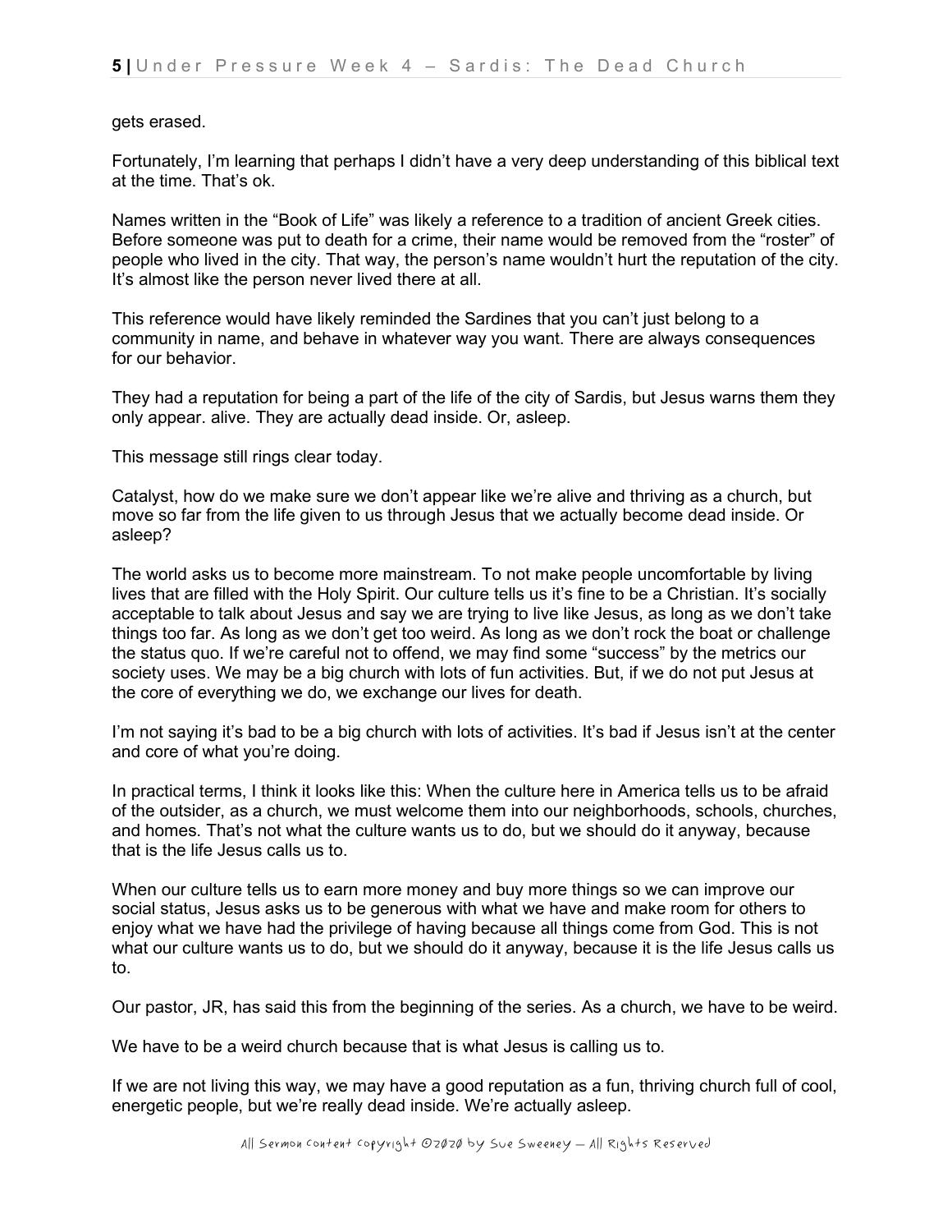gets erased.

Fortunately, I'm learning that perhaps I didn't have a very deep understanding of this biblical text at the time. That's ok.

Names written in the "Book of Life" was likely a reference to a tradition of ancient Greek cities. Before someone was put to death for a crime, their name would be removed from the "roster" of people who lived in the city. That way, the person's name wouldn't hurt the reputation of the city. It's almost like the person never lived there at all.

This reference would have likely reminded the Sardines that you can't just belong to a community in name, and behave in whatever way you want. There are always consequences for our behavior.

They had a reputation for being a part of the life of the city of Sardis, but Jesus warns them they only appear. alive. They are actually dead inside. Or, asleep.

This message still rings clear today.

Catalyst, how do we make sure we don't appear like we're alive and thriving as a church, but move so far from the life given to us through Jesus that we actually become dead inside. Or asleep?

The world asks us to become more mainstream. To not make people uncomfortable by living lives that are filled with the Holy Spirit. Our culture tells us it's fine to be a Christian. It's socially acceptable to talk about Jesus and say we are trying to live like Jesus, as long as we don't take things too far. As long as we don't get too weird. As long as we don't rock the boat or challenge the status quo. If we're careful not to offend, we may find some "success" by the metrics our society uses. We may be a big church with lots of fun activities. But, if we do not put Jesus at the core of everything we do, we exchange our lives for death.

I'm not saying it's bad to be a big church with lots of activities. It's bad if Jesus isn't at the center and core of what you're doing.

In practical terms, I think it looks like this: When the culture here in America tells us to be afraid of the outsider, as a church, we must welcome them into our neighborhoods, schools, churches, and homes. That's not what the culture wants us to do, but we should do it anyway, because that is the life Jesus calls us to.

When our culture tells us to earn more money and buy more things so we can improve our social status, Jesus asks us to be generous with what we have and make room for others to enjoy what we have had the privilege of having because all things come from God. This is not what our culture wants us to do, but we should do it anyway, because it is the life Jesus calls us to.

Our pastor, JR, has said this from the beginning of the series. As a church, we have to be weird.

We have to be a weird church because that is what Jesus is calling us to.

If we are not living this way, we may have a good reputation as a fun, thriving church full of cool, energetic people, but we're really dead inside. We're actually asleep.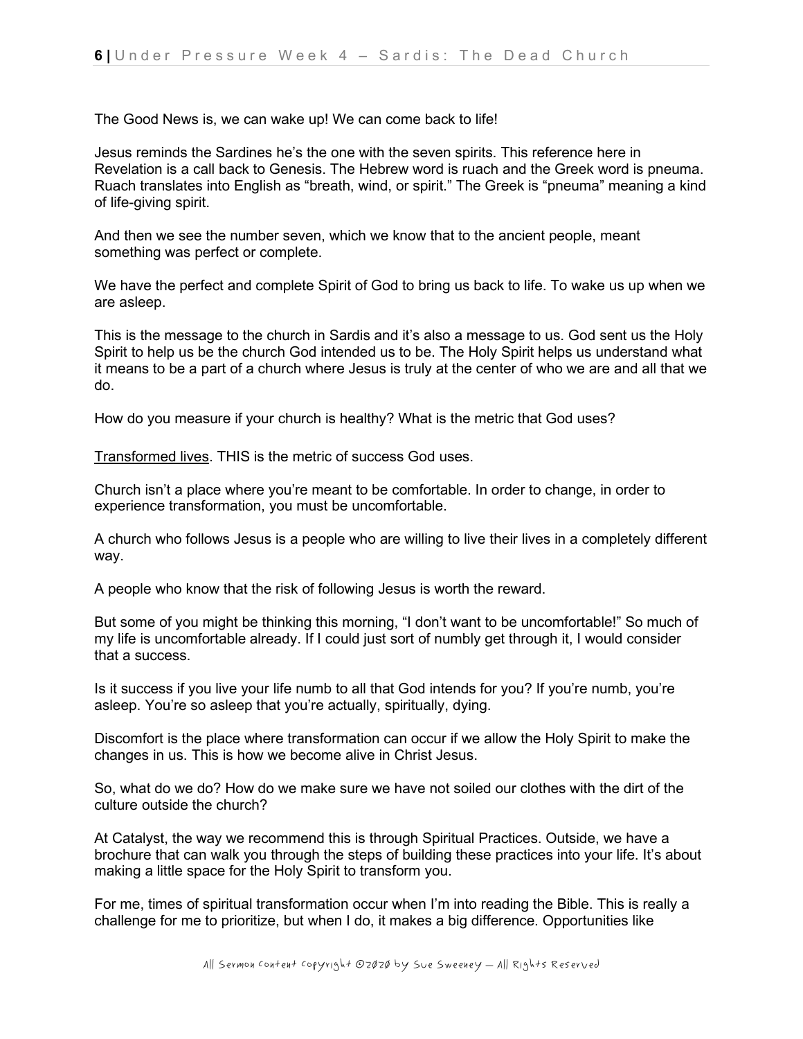The Good News is, we can wake up! We can come back to life!

Jesus reminds the Sardines he's the one with the seven spirits. This reference here in Revelation is a call back to Genesis. The Hebrew word is ruach and the Greek word is pneuma. Ruach translates into English as "breath, wind, or spirit." The Greek is "pneuma" meaning a kind of life-giving spirit.

And then we see the number seven, which we know that to the ancient people, meant something was perfect or complete.

We have the perfect and complete Spirit of God to bring us back to life. To wake us up when we are asleep.

This is the message to the church in Sardis and it's also a message to us. God sent us the Holy Spirit to help us be the church God intended us to be. The Holy Spirit helps us understand what it means to be a part of a church where Jesus is truly at the center of who we are and all that we do.

How do you measure if your church is healthy? What is the metric that God uses?

<u>Transformed lives</u>. THIS is the metric of success God uses.

Church isn't a place where you're meant to be comfortable. In order to change, in order to experience transformation, you must be uncomfortable.

A church who follows Jesus is a people who are willing to live their lives in a completely different way.

A people who know that the risk of following Jesus is worth the reward.

But some of you might be thinking this morning, "I don't want to be uncomfortable!" So much of my life is uncomfortable already. If I could just sort of numbly get through it, I would consider that a success.

Is it success if you live your life numb to all that God intends for you? If you're numb, you're asleep. You're so asleep that you're actually, spiritually, dying.

Discomfort is the place where transformation can occur if we allow the Holy Spirit to make the changes in us. This is how we become alive in Christ Jesus.

So, what do we do? How do we make sure we have not soiled our clothes with the dirt of the culture outside the church?

At Catalyst, the way we recommend this is through Spiritual Practices. Outside, we have a brochure that can walk you through the steps of building these practices into your life. It's about making a little space for the Holy Spirit to transform you.

For me, times of spiritual transformation occur when I'm into reading the Bible. This is really a challenge for me to prioritize, but when I do, it makes a big difference. Opportunities like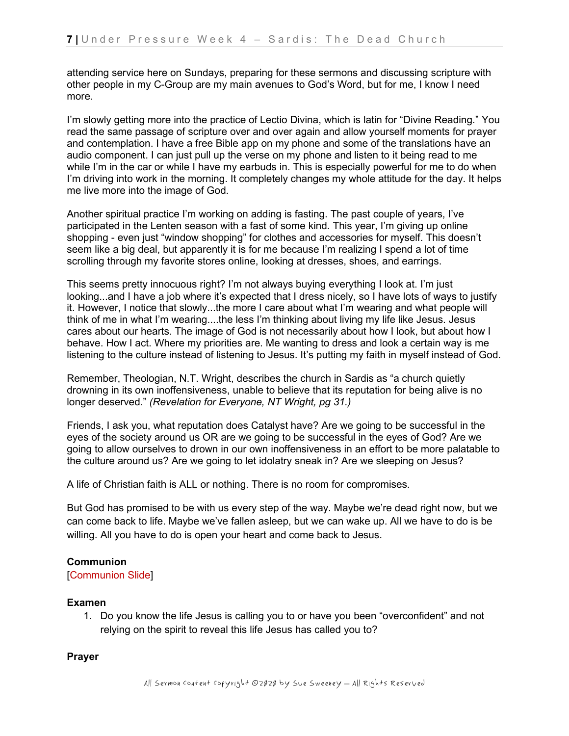attending service here on Sundays, preparing for these sermons and discussing scripture with other people in my C-Group are my main avenues to God's Word, but for me, I know I need more.

I'm slowly getting more into the practice of Lectio Divina, which is latin for "Divine Reading." You read the same passage of scripture over and over again and allow yourself moments for prayer and contemplation. I have a free Bible app on my phone and some of the translations have an audio component. I can just pull up the verse on my phone and listen to it being read to me while I'm in the car or while I have my earbuds in. This is especially powerful for me to do when I'm driving into work in the morning. It completely changes my whole attitude for the day. It helps me live more into the image of God.

Another spiritual practice I'm working on adding is fasting. The past couple of years, I've participated in the Lenten season with a fast of some kind. This year, I'm giving up online shopping - even just "window shopping" for clothes and accessories for myself. This doesn't seem like a big deal, but apparently it is for me because I'm realizing I spend a lot of time scrolling through my favorite stores online, looking at dresses, shoes, and earrings.

This seems pretty innocuous right? I'm not always buying everything I look at. I'm just looking...and I have a job where it's expected that I dress nicely, so I have lots of ways to justify it. However, I notice that slowly...the more I care about what I'm wearing and what people will think of me in what I'm wearing....the less I'm thinking about living my life like Jesus. Jesus cares about our hearts. The image of God is not necessarily about how I look, but about how I behave. How I act. Where my priorities are. Me wanting to dress and look a certain way is me listening to the culture instead of listening to Jesus. It's putting my faith in myself instead of God.

Remember, Theologian, N.T. Wright, describes the church in Sardis as "a church quietly drowning in its own inoffensiveness, unable to believe that its reputation for being alive is no longer deserved." *(Revelation for Everyone, NT Wright, pg 31.)*

Friends, I ask you, what reputation does Catalyst have? Are we going to be successful in the eyes of the society around us OR are we going to be successful in the eyes of God? Are we going to allow ourselves to drown in our own inoffensiveness in an effort to be more palatable to the culture around us? Are we going to let idolatry sneak in? Are we sleeping on Jesus?

A life of Christian faith is ALL or nothing. There is no room for compromises.

But God has promised to be with us every step of the way. Maybe we're dead right now, but we can come back to life. Maybe we've fallen asleep, but we can wake up. All we have to do is be willing. All you have to do is open your heart and come back to Jesus.

**Communion**

[Communion Slide]

**Examen**

1. Do you know the life Jesus is calling you to or have you been "overconfident" and not relying on the spirit to reveal this life Jesus has called you to?

**Prayer**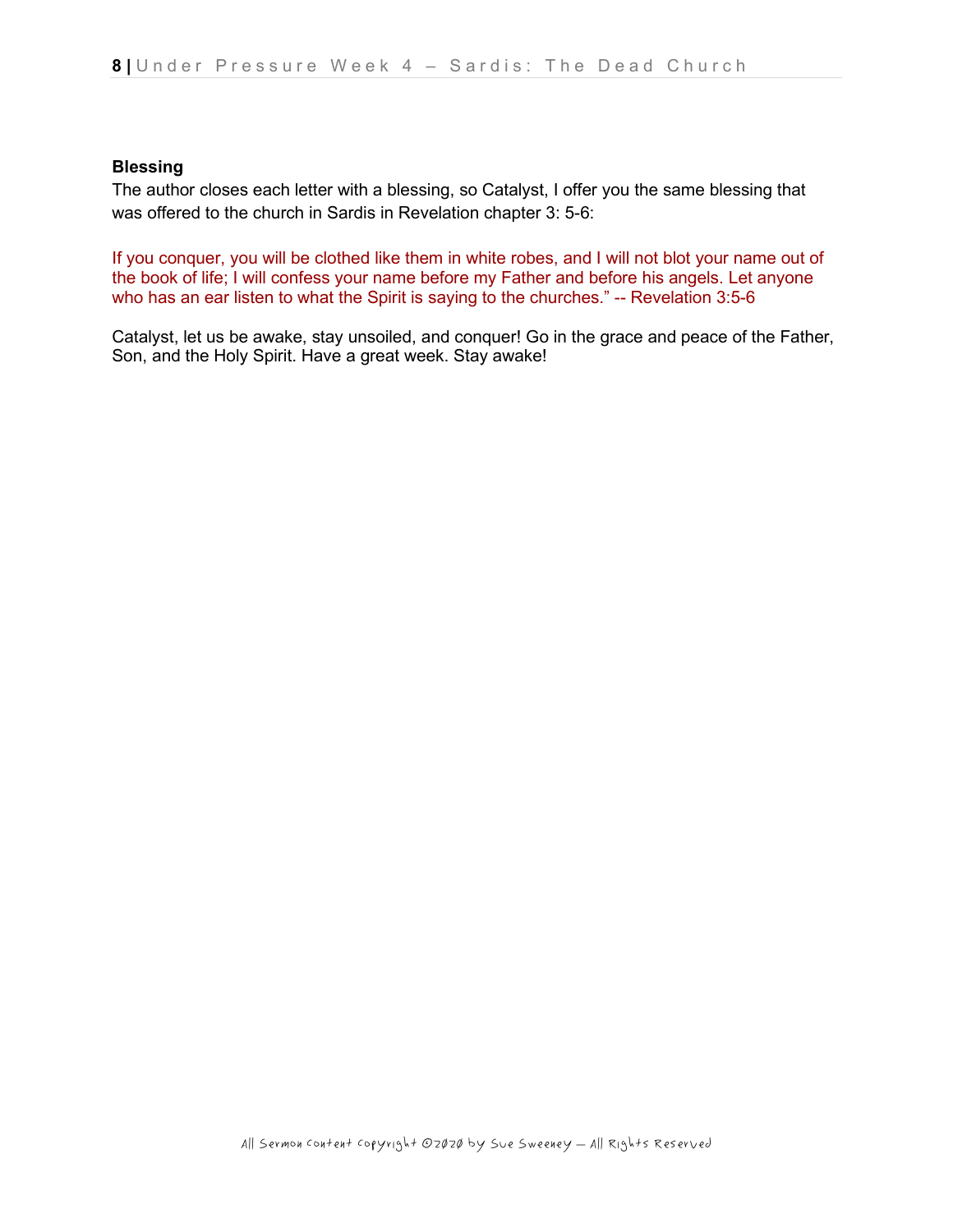**Blessing**

The author closes each letter with a blessing, so Catalyst, I offer you the same blessing that was offered to the church in Sardis in Revelation chapter 3: 5-6:

If you conquer, you will be clothed like them in white robes, and I will not blot your name out of the book of life; I will confess your name before my Father and before his angels. Let anyone who has an ear listen to what the Spirit is saying to the churches." -- Revelation 3:5-6

Catalyst, let us be awake, stay unsoiled, and conquer! Go in the grace and peace of the Father, Son, and the Holy Spirit. Have a great week. Stay awake!

All Sermon Content Copyright ©2020 by Sue Sweeney – All Rights Reserved